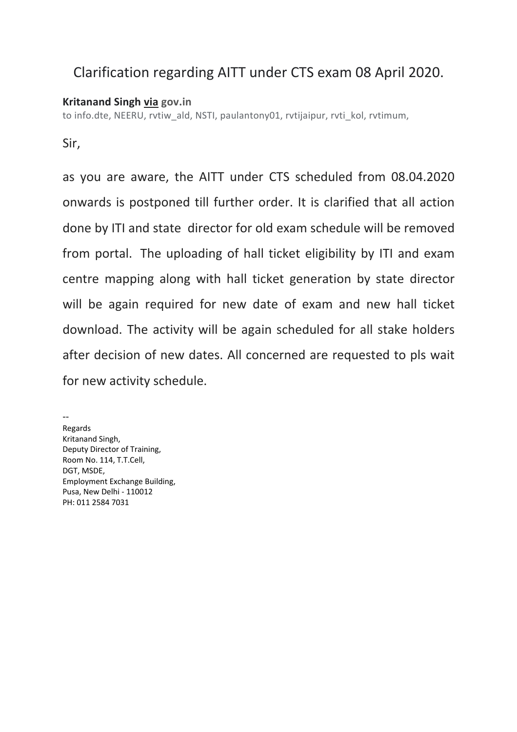# Clarification regarding AITT under CTS exam 08 April 2020.

**Kritanand Singh via gov.in**
to info.dte, NEERU, rvtiw_ald, NSTI, paulantony01, rvtijaipur, rvti_kol, rvtimum,

Sir,

as you are aware, the AITT under CTS scheduled from 08.04.2020 onwards is postponed till further order. It is clarified that all action done by ITI and state director for old exam schedule will be removed from portal. The uploading of hall ticket eligibility by ITI and exam centre mapping along with hall ticket generation by state director will be again required for new date of exam and new hall ticket download. The activity will be again scheduled for all stake holders after decision of new dates. All concerned are requested to pls wait for new activity schedule.

--
Regards
Kritanand Singh,
Deputy Director of Training,
Room No. 114, T.T.Cell,
DGT, MSDE,
Employment Exchange Building,
Pusa, New Delhi - 110012
PH: 011 2584 7031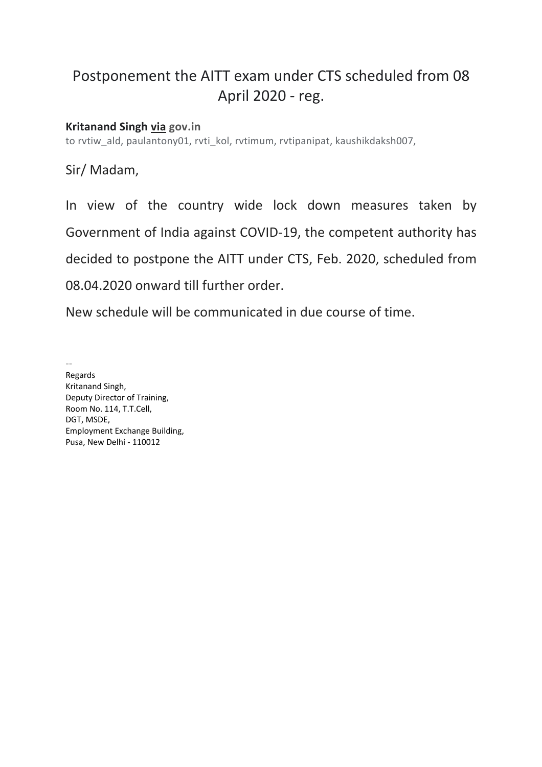# Postponement the AITT exam under CTS scheduled from 08 April 2020 - reg.

**Kritanand Singh** via **gov.in**

to rvtiw_ald, paulantony01, rvti_kol, rvtimum, rvtipanipat, kaushikdaksh007,

Sir/ Madam,

In view of the country wide lock down measures taken by Government of India against COVID-19, the competent authority has decided to postpone the AITT under CTS, Feb. 2020, scheduled from 08.04.2020 onward till further order.

New schedule will be communicated in due course of time.

--

Regards

Kritanand Singh,

Deputy Director of Training,

Room No. 114, T.T.Cell,

DGT, MSDE,

Employment Exchange Building,

Pusa, New Delhi - 110012